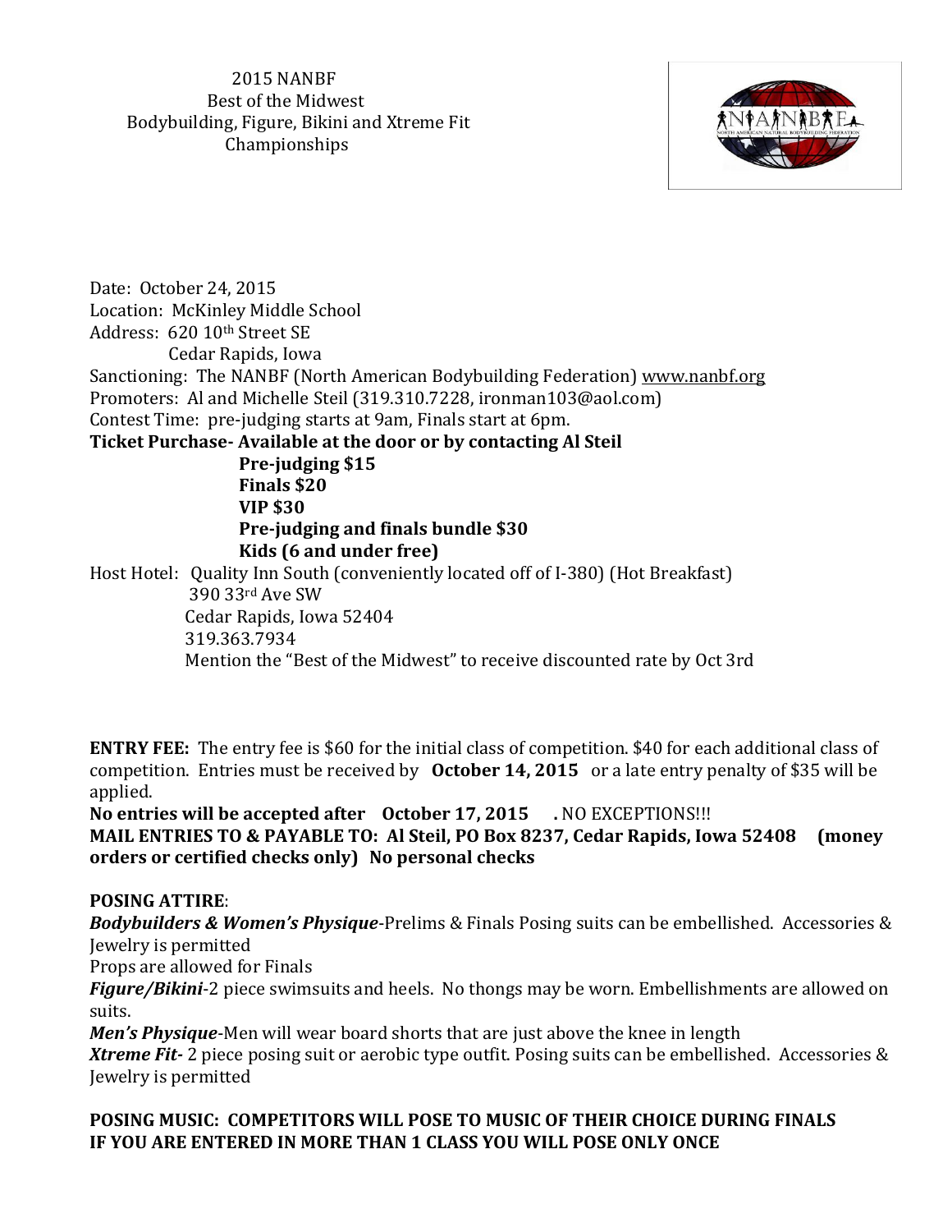# 2015 NANBF Best of the Midwest Bodybuilding, Figure, Bikini and Xtreme Fit Championships

Date: October 24, 2015
Location: McKinley Middle School
Address: 620 10th Street SE
Cedar Rapids, Iowa
Sanctioning: The NANBF (North American Bodybuilding Federation) www.nanbf.org
Promoters: Al and Michelle Steil (319.310.7228, ironman103@aol.com)
Contest Time: pre-judging starts at 9am, Finals start at 6pm.
**Ticket Purchase- Available at the door or by contacting Al Steil**
**Pre-judging $15**
**Finals $20**
**VIP $30**
**Pre-judging and finals bundle $30**
**Kids (6 and under free)**
Host Hotel: Quality Inn South (conveniently located off of I-380) (Hot Breakfast)
390 33rd Ave SW
Cedar Rapids, Iowa 52404
319.363.7934
Mention the "Best of the Midwest" to receive discounted rate by Oct 3rd

**ENTRY FEE:** The entry fee is $60 for the initial class of competition. $40 for each additional class of competition. Entries must be received by **October 14, 2015** or a late entry penalty of $35 will be applied.
**No entries will be accepted after October 17, 2015 .** NO EXCEPTIONS!!!
**MAIL ENTRIES TO & PAYABLE TO: Al Steil, PO Box 8237, Cedar Rapids, Iowa 52408 (money orders or certified checks only) No personal checks**

**POSING ATTIRE**:
***Bodybuilders & Women's Physique***-Prelims & Finals Posing suits can be embellished. Accessories & Jewelry is permitted
Props are allowed for Finals
***Figure/Bikini***-2 piece swimsuits and heels. No thongs may be worn. Embellishments are allowed on suits.
***Men's Physique***-Men will wear board shorts that are just above the knee in length
***Xtreme Fit***- 2 piece posing suit or aerobic type outfit. Posing suits can be embellished. Accessories & Jewelry is permitted

**POSING MUSIC: COMPETITORS WILL POSE TO MUSIC OF THEIR CHOICE DURING FINALS**
**IF YOU ARE ENTERED IN MORE THAN 1 CLASS YOU WILL POSE ONLY ONCE**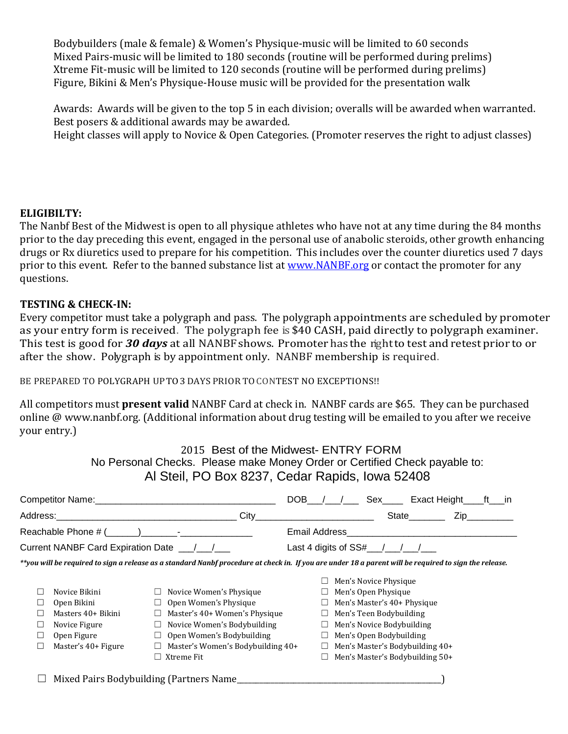Bodybuilders (male & female) & Women's Physique-music will be limited to 60 seconds
Mixed Pairs-music will be limited to 180 seconds (routine will be performed during prelims)
Xtreme Fit-music will be limited to 120 seconds (routine will be performed during prelims)
Figure, Bikini & Men's Physique-House music will be provided for the presentation walk

Awards: Awards will be given to the top 5 in each division; overalls will be awarded when warranted.
Best posers & additional awards may be awarded.
Height classes will apply to Novice & Open Categories. (Promoter reserves the right to adjust classes)

**ELIGIBILTY:**
The Nanbf Best of the Midwest is open to all physique athletes who have not at any time during the 84 months prior to the day preceding this event, engaged in the personal use of anabolic steroids, other growth enhancing drugs or Rx diuretics used to prepare for his competition. This includes over the counter diuretics used 7 days prior to this event. Refer to the banned substance list at www.NANBF.org or contact the promoter for any questions.

**TESTING & CHECK-IN:**
Every competitor must take a polygraph and pass. The polygraph appointments are scheduled by promoter as your entry form is received. The polygraph fee is $40 CASH, paid directly to polygraph examiner. This test is good for ***30 days*** at all NANBF shows. Promoter has the right to test and retest prior to or after the show. Polygraph is by appointment only. NANBF membership is required.

BE PREPARED TO POLYGRAPH UP TO 3 DAYS PRIOR TO CONTEST NO EXCEPTIONS!!

All competitors must **present valid** NANBF Card at check in. NANBF cards are $65. They can be purchased online @ www.nanbf.org. (Additional information about drug testing will be emailed to you after we receive your entry.)

## 2015 Best of the Midwest- ENTRY FORM

No Personal Checks. Please make Money Order or Certified Check payable to:
Al Steil, PO Box 8237, Cedar Rapids, Iowa 52408

Competitor Name:___________________________________ DOB___/___/___ Sex____ Exact Height____ft___in

Address:___________________________________ City_______________________ State_______ Zip_________

Reachable Phone # (______)_______-______________ Email Address_________________________________

Current NANBF Card Expiration Date ___/___/___ Last 4 digits of SS#___/___/___/___

***you will be required to sign a release as a standard Nanbf procedure at check in. If you are under 18 a parent will be required to sign the release.*

- ☐ Novice Bikini
- ☐ Open Bikini
- ☐ Masters 40+ Bikini
- ☐ Novice Figure
- ☐ Open Figure
- ☐ Master's 40+ Figure
- ☐ Novice Women's Physique
- ☐ Open Women's Physique
- ☐ Master's 40+ Women's Physique
- ☐ Novice Women's Bodybuilding
- ☐ Open Women's Bodybuilding
- ☐ Master's Women's Bodybuilding 40+
- ☐ Xtreme Fit
- ☐ Men's Novice Physique
- ☐ Men's Open Physique
- ☐ Men's Master's 40+ Physique
- ☐ Men's Teen Bodybuilding
- ☐ Men's Novice Bodybuilding
- ☐ Men's Open Bodybuilding
- ☐ Men's Master's Bodybuilding 40+
- ☐ Men's Master's Bodybuilding 50+

☐ Mixed Pairs Bodybuilding (Partners Name_______________________________________________)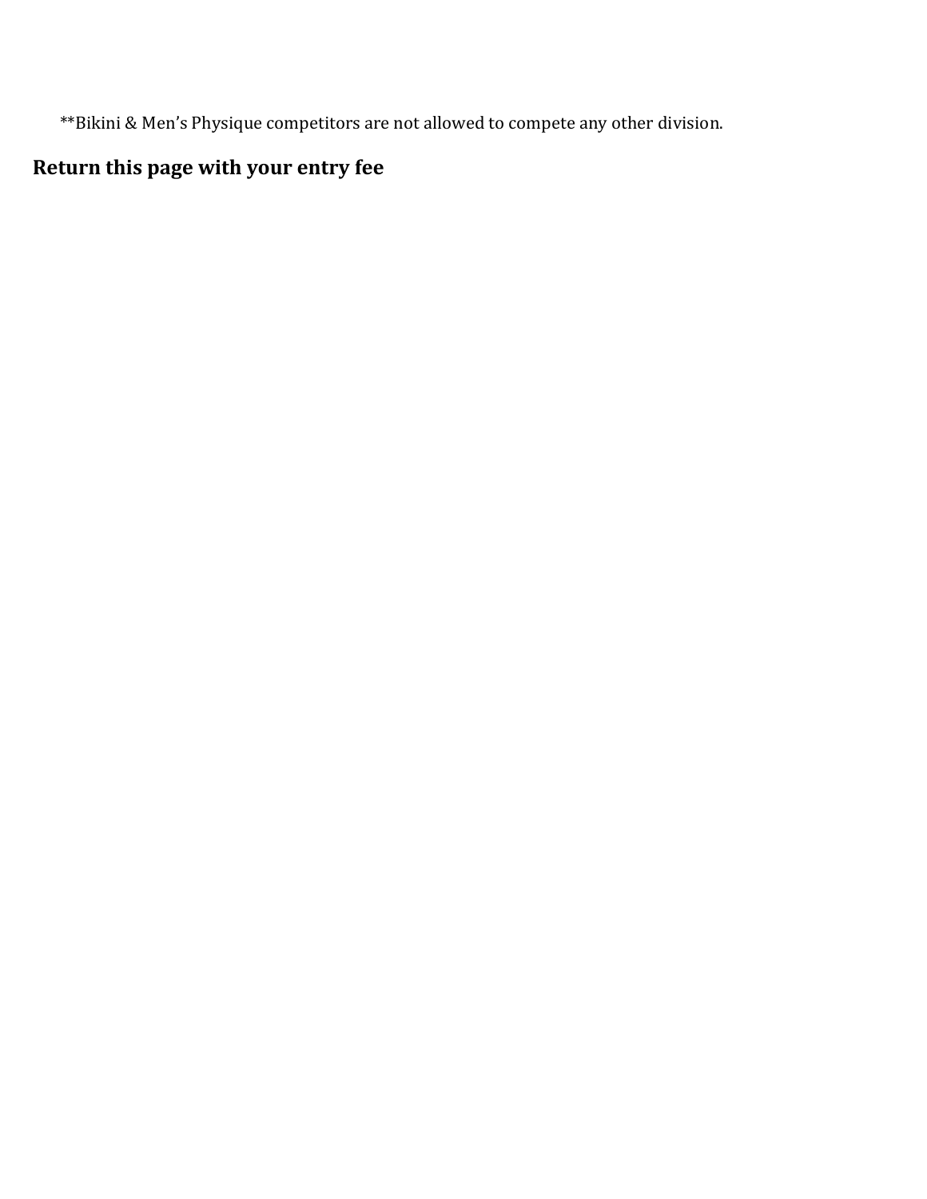**Bikini & Men's Physique competitors are not allowed to compete any other division.

**Return this page with your entry fee**